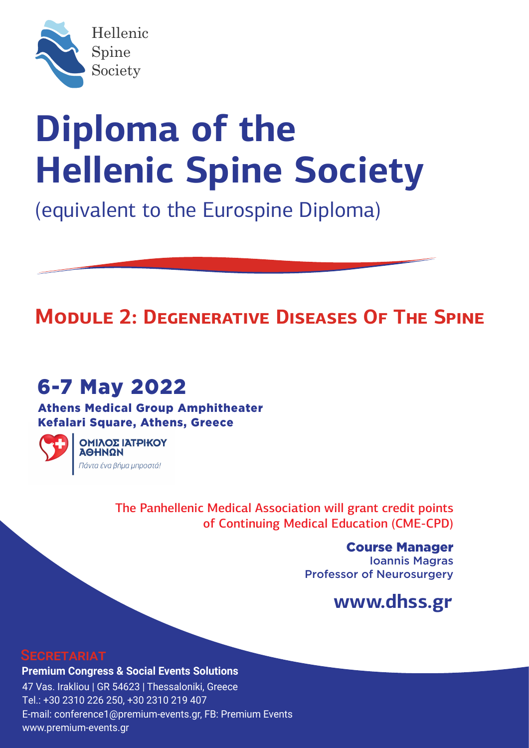Hellenic
Spine
Society

# Diploma of the Hellenic Spine Society

(equivalent to the Eurospine Diploma)

## Module 2: Degenerative Diseases Of The Spine

## 6-7 May 2022

**Athens Medical Group Amphitheater**
**Kefalari Square, Athens, Greece**

**ΟΜΙΛΟΣ ΙΑΤΡΙΚΟΥ ΑΘΗΝΩΝ**
*Πάντα ένα βήμα μπροστά!*

The Panhellenic Medical Association will grant credit points of Continuing Medical Education (CME-CPD)

**Course Manager**
Ioannis Magras
Professor of Neurosurgery

**www.dhss.gr**

### Secretariat

**Premium Congress & Social Events Solutions**
47 Vas. Irakliou | GR 54623 | Thessaloniki, Greece
Tel.: +30 2310 226 250, +30 2310 219 407
E-mail: conference1@premium-events.gr, FB: Premium Events
www.premium-events.gr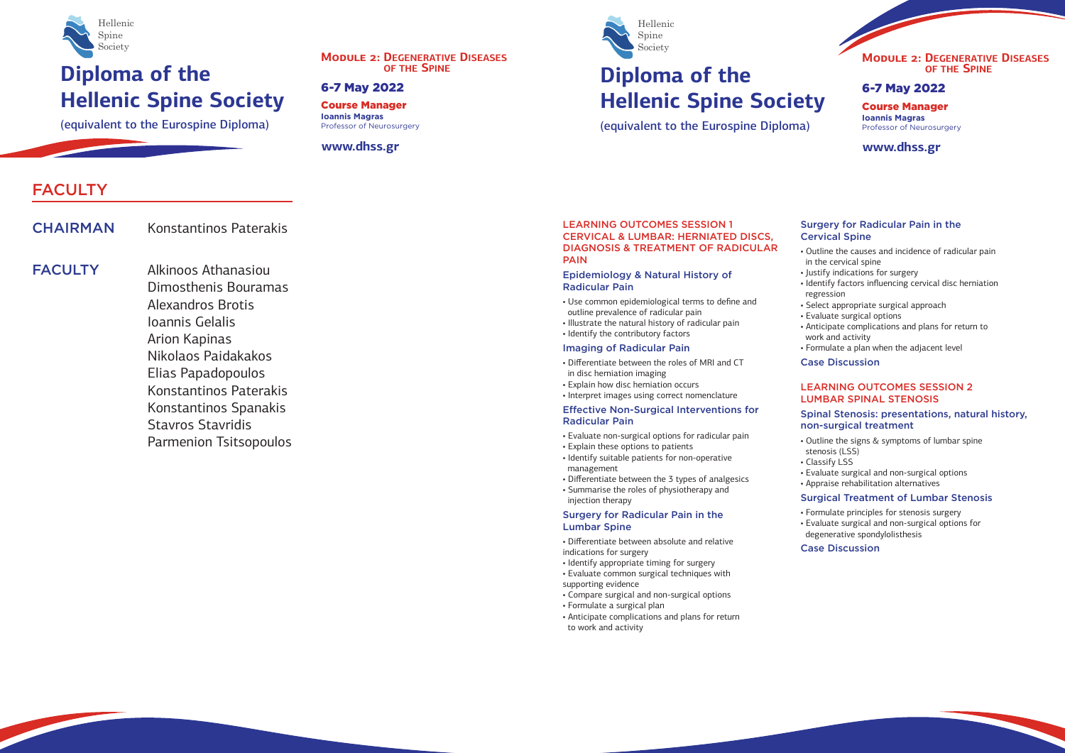# Diploma of the Hellenic Spine Society

(equivalent to the Eurospine Diploma)

**Module 2: Degenerative Diseases of the Spine**

**6-7 May 2022**

**Course Manager**
**Ioannis Magras**
Professor of Neurosurgery

**www.dhss.gr**

## FACULTY

**CHAIRMAN** Konstantinos Paterakis

**FACULTY**
Alkinoos Athanasiou
Dimosthenis Bouramas
Alexandros Brotis
Ioannis Gelalis
Arion Kapinas
Nikolaos Paidakakos
Elias Papadopoulos
Konstantinos Paterakis
Konstantinos Spanakis
Stavros Stavridis
Parmenion Tsitsopoulos

# Diploma of the Hellenic Spine Society

(equivalent to the Eurospine Diploma)

**Module 2: Degenerative Diseases of the Spine**

**6-7 May 2022**

**Course Manager**
**Ioannis Magras**
Professor of Neurosurgery

**www.dhss.gr**

## LEARNING OUTCOMES SESSION 1 CERVICAL & LUMBAR: HERNIATED DISCS, DIAGNOSIS & TREATMENT OF RADICULAR PAIN

### Epidemiology & Natural History of Radicular Pain

- Use common epidemiological terms to define and outline prevalence of radicular pain
- Illustrate the natural history of radicular pain
- Identify the contributory factors

### Imaging of Radicular Pain

- Differentiate between the roles of MRI and CT in disc herniation imaging
- Explain how disc herniation occurs
- Interpret images using correct nomenclature

### Effective Non-Surgical Interventions for Radicular Pain

- Evaluate non-surgical options for radicular pain
- Explain these options to patients
- Identify suitable patients for non-operative management
- Differentiate between the 3 types of analgesics
- Summarise the roles of physiotherapy and injection therapy

### Surgery for Radicular Pain in the Lumbar Spine

- Differentiate between absolute and relative indications for surgery
- Identify appropriate timing for surgery
- Evaluate common surgical techniques with supporting evidence
- Compare surgical and non-surgical options
- Formulate a surgical plan
- Anticipate complications and plans for return to work and activity

### Surgery for Radicular Pain in the Cervical Spine

- Outline the causes and incidence of radicular pain in the cervical spine
- Justify indications for surgery
- Identify factors influencing cervical disc herniation regression
- Select appropriate surgical approach
- Evaluate surgical options
- Anticipate complications and plans for return to work and activity
- Formulate a plan when the adjacent level

### Case Discussion

## LEARNING OUTCOMES SESSION 2 LUMBAR SPINAL STENOSIS

### Spinal Stenosis: presentations, natural history, non-surgical treatment

- Outline the signs & symptoms of lumbar spine stenosis (LSS)
- Classify LSS
- Evaluate surgical and non-surgical options
- Appraise rehabilitation alternatives

### Surgical Treatment of Lumbar Stenosis

- Formulate principles for stenosis surgery
- Evaluate surgical and non-surgical options for degenerative spondylolisthesis

### Case Discussion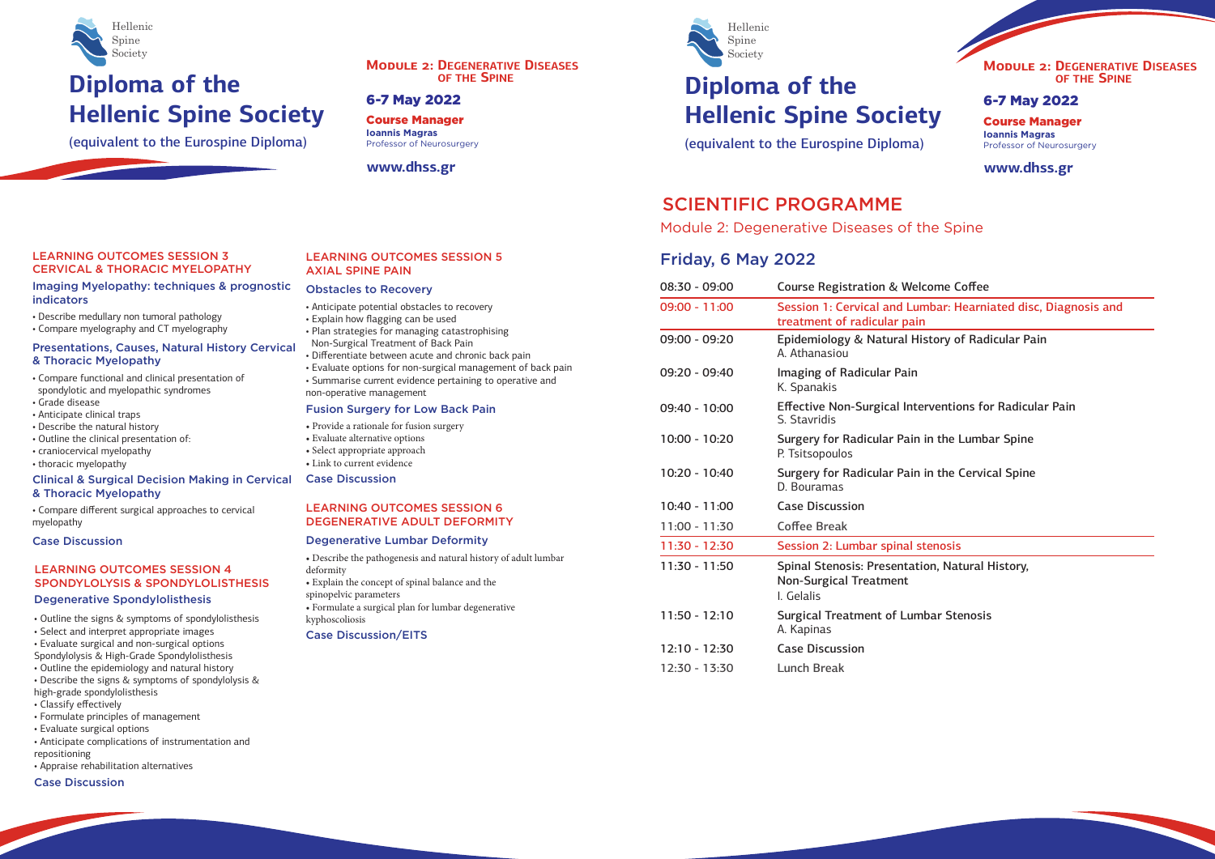# Diploma of the Hellenic Spine Society

(equivalent to the Eurospine Diploma)

**MODULE 2: DEGENERATIVE DISEASES OF THE SPINE**

**6-7 May 2022**

**Course Manager**
**Ioannis Magras**
Professor of Neurosurgery

**www.dhss.gr**

## LEARNING OUTCOMES SESSION 3 CERVICAL & THORACIC MYELOPATHY

### Imaging Myelopathy: techniques & prognostic indicators

- Describe medullary non tumoral pathology
- Compare myelography and CT myelography

### Presentations, Causes, Natural History Cervical & Thoracic Myelopathy

- Compare functional and clinical presentation of spondylotic and myelopathic syndromes
- Grade disease
- Anticipate clinical traps
- Describe the natural history
- Outline the clinical presentation of:
- craniocervical myelopathy
- thoracic myelopathy

### Clinical & Surgical Decision Making in Cervical & Thoracic Myelopathy

- Compare different surgical approaches to cervical myelopathy

### Case Discussion

## LEARNING OUTCOMES SESSION 4 SPONDYLOLYSIS & SPONDYLOLISTHESIS

### Degenerative Spondylolisthesis

- Outline the signs & symptoms of spondylolisthesis
- Select and interpret appropriate images
- Evaluate surgical and non-surgical options

Spondylolysis & High-Grade Spondylolisthesis

- Outline the epidemiology and natural history
- Describe the signs & symptoms of spondylolysis & high-grade spondylolisthesis
- Classify effectively
- Formulate principles of management
- Evaluate surgical options
- Anticipate complications of instrumentation and repositioning
- Appraise rehabilitation alternatives

### Case Discussion

## LEARNING OUTCOMES SESSION 5 AXIAL SPINE PAIN

### Obstacles to Recovery

- Anticipate potential obstacles to recovery
- Explain how flagging can be used
- Plan strategies for managing catastrophising Non-Surgical Treatment of Back Pain
- Differentiate between acute and chronic back pain
- Evaluate options for non-surgical management of back pain
- Summarise current evidence pertaining to operative and non-operative management

### Fusion Surgery for Low Back Pain

- Provide a rationale for fusion surgery
- Evaluate alternative options
- Select appropriate approach
- Link to current evidence

### Case Discussion

## LEARNING OUTCOMES SESSION 6 DEGENERATIVE ADULT DEFORMITY

### Degenerative Lumbar Deformity

- Describe the pathogenesis and natural history of adult lumbar deformity
- Explain the concept of spinal balance and the spinopelvic parameters
- Formulate a surgical plan for lumbar degenerative kyphoscoliosis

### Case Discussion/EITS

# Diploma of the Hellenic Spine Society

(equivalent to the Eurospine Diploma)

**MODULE 2: DEGENERATIVE DISEASES OF THE SPINE**

**6-7 May 2022**

**Course Manager**
**Ioannis Magras**
Professor of Neurosurgery

**www.dhss.gr**

## SCIENTIFIC PROGRAMME

Module 2: Degenerative Diseases of the Spine

## Friday, 6 May 2022

| Time | Programme |
|---|---|
| 08:30 - 09:00 | Course Registration & Welcome Coffee |
| 09:00 - 11:00 | Session 1: Cervical and Lumbar: Hearniated disc, Diagnosis and treatment of radicular pain |
| 09:00 - 09:20 | Epidemiology & Natural History of Radicular Pain<br>A. Athanasiou |
| 09:20 - 09:40 | Imaging of Radicular Pain<br>K. Spanakis |
| 09:40 - 10:00 | Effective Non-Surgical Interventions for Radicular Pain<br>S. Stavridis |
| 10:00 - 10:20 | Surgery for Radicular Pain in the Lumbar Spine<br>P. Tsitsopoulos |
| 10:20 - 10:40 | Surgery for Radicular Pain in the Cervical Spine<br>D. Bouramas |
| 10:40 - 11:00 | Case Discussion |
| 11:00 - 11:30 | Coffee Break |
| 11:30 - 12:30 | Session 2: Lumbar spinal stenosis |
| 11:30 - 11:50 | Spinal Stenosis: Presentation, Natural History, Non-Surgical Treatment<br>I. Gelalis |
| 11:50 - 12:10 | Surgical Treatment of Lumbar Stenosis<br>A. Kapinas |
| 12:10 - 12:30 | Case Discussion |
| 12:30 - 13:30 | Lunch Break |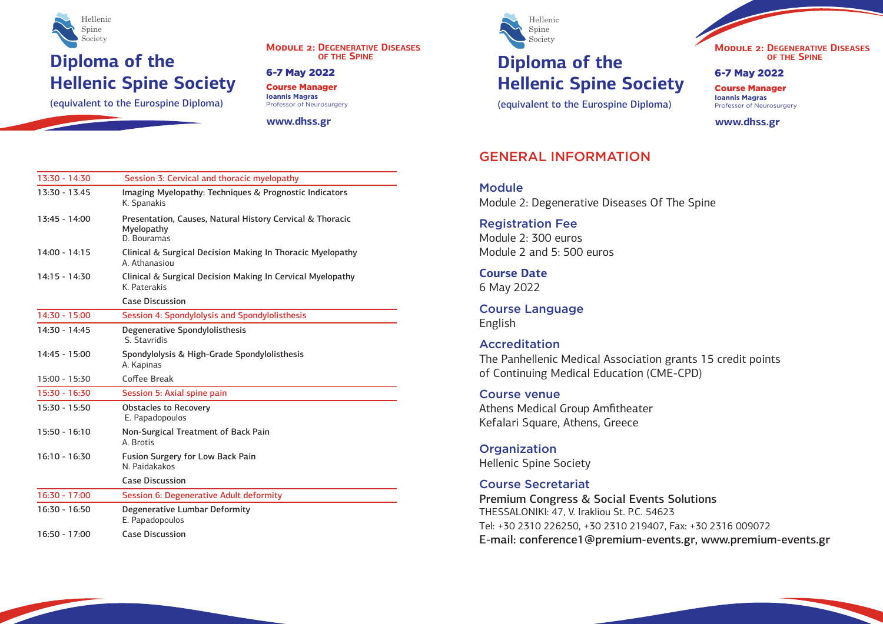# Diploma of the Hellenic Spine Society

(equivalent to the Eurospine Diploma)

**Module 2: Degenerative Diseases of the Spine**

**6-7 May 2022**

**Course Manager**
**Ioannis Magras**
Professor of Neurosurgery

**www.dhss.gr**

| Time | Session / Topic |
|---|---|
| 13:30 - 14:30 | Session 3: Cervical and thoracic myelopathy |
| 13:30 - 13.45 | Imaging Myelopathy: Techniques & Prognostic Indicators<br>K. Spanakis |
| 13:45 - 14:00 | Presentation, Causes, Natural History Cervical & Thoracic Myelopathy<br>D. Bouramas |
| 14:00 - 14:15 | Clinical & Surgical Decision Making In Thoracic Myelopathy<br>A. Athanasiou |
| 14:15 - 14:30 | Clinical & Surgical Decision Making In Cervical Myelopathy<br>K. Paterakis |
| | Case Discussion |
| 14:30 - 15:00 | Session 4: Spondylolysis and Spondylolisthesis |
| 14:30 - 14:45 | Degenerative Spondylolisthesis<br>S. Stavridis |
| 14:45 - 15:00 | Spondylolysis & High-Grade Spondylolisthesis<br>A. Kapinas |
| 15:00 - 15:30 | Coffee Break |
| 15:30 - 16:30 | Session 5: Axial spine pain |
| 15:30 - 15:50 | Obstacles to Recovery<br>E. Papadopoulos |
| 15:50 - 16:10 | Non-Surgical Treatment of Back Pain<br>A. Brotis |
| 16:10 - 16:30 | Fusion Surgery for Low Back Pain<br>N. Paidakakos |
| | Case Discussion |
| 16:30 - 17:00 | Session 6: Degenerative Adult deformity |
| 16:30 - 16:50 | Degenerative Lumbar Deformity<br>E. Papadopoulos |
| 16:50 - 17:00 | Case Discussion |

## GENERAL INFORMATION

### Module
Module 2: Degenerative Diseases Of The Spine

### Registration Fee
Module 2: 300 euros
Module 2 and 5: 500 euros

### Course Date
6 May 2022

### Course Language
English

### Accreditation
The Panhellenic Medical Association grants 15 credit points of Continuing Medical Education (CME-CPD)

### Course venue
Athens Medical Group Amfitheater
Kefalari Square, Athens, Greece

### Organization
Hellenic Spine Society

### Course Secretariat
Premium Congress & Social Events Solutions
THESSALONIKI: 47, V. Irakliou St. P.C. 54623
Tel: +30 2310 226250, +30 2310 219407, Fax: +30 2316 009072
E-mail: conference1@premium-events.gr, www.premium-events.gr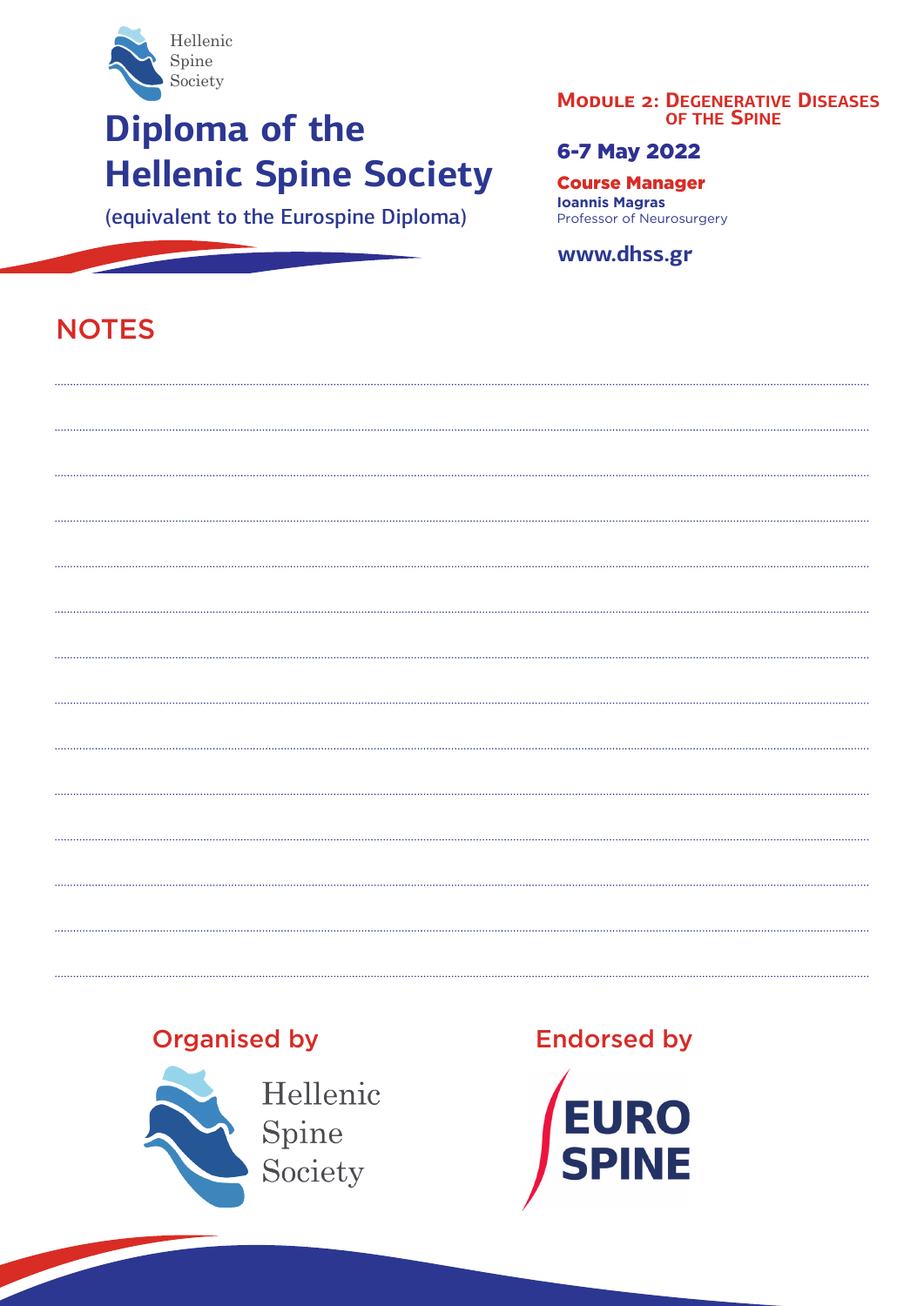Hellenic Spine Society

# Diploma of the Hellenic Spine Society

(equivalent to the Eurospine Diploma)

**Module 2: Degenerative Diseases of the Spine**

**6-7 May 2022**

**Course Manager**
**Ioannis Magras**
Professor of Neurosurgery

**www.dhss.gr**

## NOTES

Organised by

Hellenic Spine Society

Endorsed by

EURO SPINE